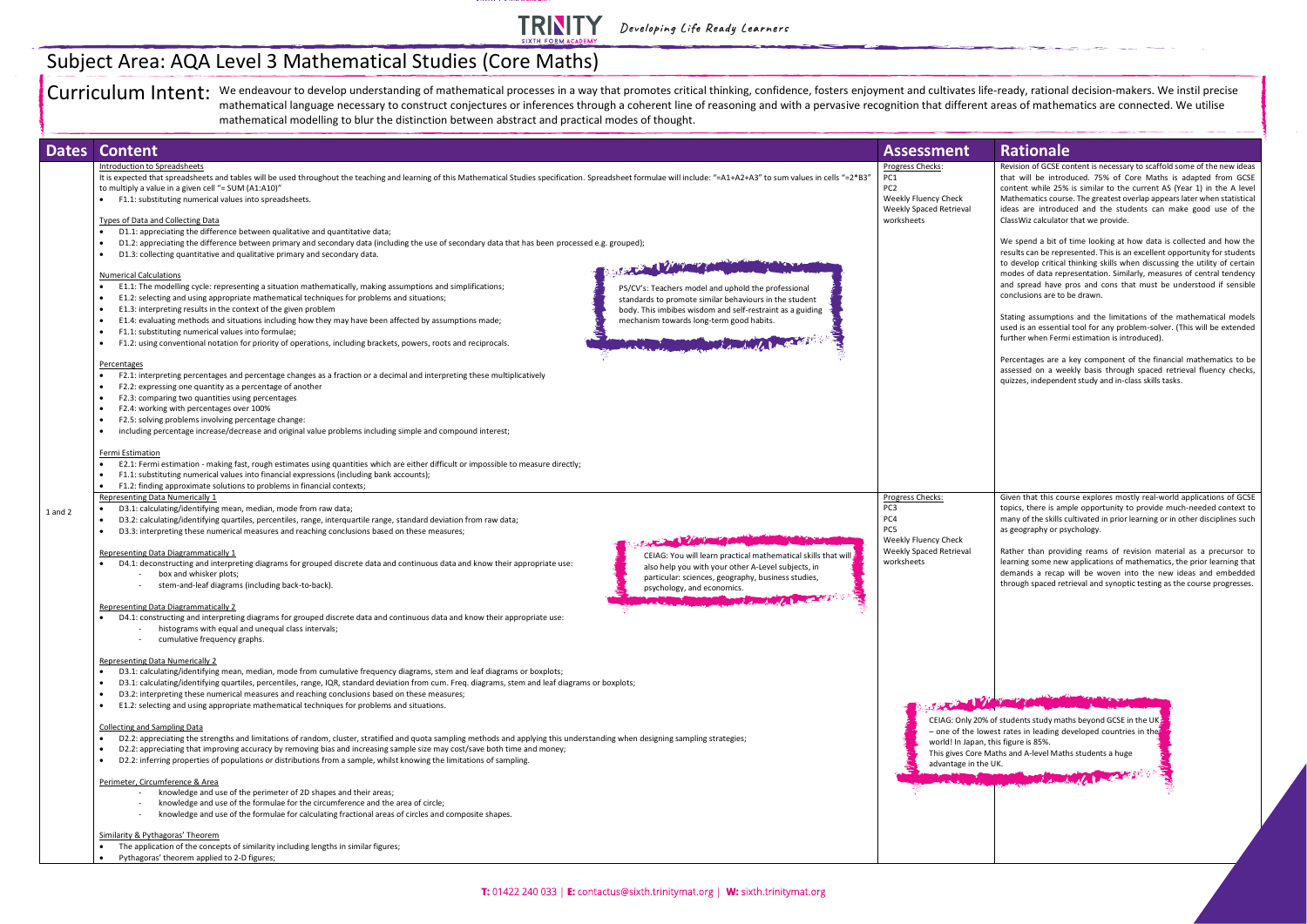# Subject Area: AQA Level 3 Mathematical Studies (Core Maths)

**Curriculum Intent:** We endeavour to develop understanding of mathematical processes in a way that promotes critical thinking, confidence, fosters enjoyment and cultivates life-ready, rational decision-makers. We instil precise mathematical language necessary to construct conjectures or inferences through a coherent line of reasoning and with a pervasive recognition that different areas of mathematics are connected. We utilise mathematical modelling to blur the distinction between abstract and practical modes of thought.

| Dates | Content | Assessment | Rationale |
|---|---|---|---|
| 1 and 2 | **Introduction to Spreadsheets**<br>It is expected that spreadsheets and tables will be used throughout the teaching and learning of this Mathematical Studies specification. Spreadsheet formulae will include: "=A1+A2+A3" to sum values in cells "=2*B3" to multiply a value in a given cell "= SUM (A1:A10)"<br>• F1.1: substituting numerical values into spreadsheets.<br><br>**Types of Data and Collecting Data**<br>• D1.1: appreciating the difference between qualitative and quantitative data;<br>• D1.2: appreciating the difference between primary and secondary data (including the use of secondary data that has been processed e.g. grouped);<br>• D1.3: collecting quantitative and qualitative primary and secondary data.<br><br>**Numerical Calculations**<br>• E1.1: The modelling cycle: representing a situation mathematically, making assumptions and simplifications;<br>• E1.2: selecting and using appropriate mathematical techniques for problems and situations;<br>• E1.3: interpreting results in the context of the given problem<br>• E1.4: evaluating methods and situations including how they may have been affected by assumptions made;<br>• F1.1: substituting numerical values into formulae;<br>• F1.2: using conventional notation for priority of operations, including brackets, powers, roots and reciprocals.<br><br>PS/CV's: Teachers model and uphold the professional standards to promote similar behaviours in the student body. This imbibes wisdom and self-restraint as a guiding mechanism towards long-term good habits.<br><br>**Percentages**<br>• F2.1: interpreting percentages and percentage changes as a fraction or a decimal and interpreting these multiplicatively<br>• F2.2: expressing one quantity as a percentage of another<br>• F2.3: comparing two quantities using percentages<br>• F2.4: working with percentages over 100%<br>• F2.5: solving problems involving percentage change:<br>• including percentage increase/decrease and original value problems including simple and compound interest;<br><br>**Fermi Estimation**<br>• E2.1: Fermi estimation - making fast, rough estimates using quantities which are either difficult or impossible to measure directly;<br>• F1.1: substituting numerical values into financial expressions (including bank accounts);<br>• F1.2: finding approximate solutions to problems in financial contexts; | Progress Checks:<br>PC1<br>PC2<br>Weekly Fluency Check<br>Weekly Spaced Retrieval worksheets | Revision of GCSE content is necessary to scaffold some of the new ideas that will be introduced. 75% of Core Maths is adapted from GCSE content while 25% is similar to the current AS (Year 1) in the A level Mathematics course. The greatest overlap appears later when statistical ideas are introduced and the students can make good use of the ClassWiz calculator that we provide.<br><br>We spend a bit of time looking at how data is collected and how the results can be represented. This is an excellent opportunity for students to develop critical thinking skills when discussing the utility of certain modes of data representation. Similarly, measures of central tendency and spread have pros and cons that must be understood if sensible conclusions are to be drawn.<br><br>Stating assumptions and the limitations of the mathematical models used is an essential tool for any problem-solver. (This will be extended further when Fermi estimation is introduced).<br><br>Percentages are a key component of the financial mathematics to be assessed on a weekly basis through spaced retrieval fluency checks, quizzes, independent study and in-class skills tasks. |
| | **Representing Data Numerically 1**<br>• D3.1: calculating/identifying mean, median, mode from raw data;<br>• D3.2: calculating/identifying quartiles, percentiles, range, interquartile range, standard deviation from raw data;<br>• D3.3: interpreting these numerical measures and reaching conclusions based on these measures;<br><br>**Representing Data Diagrammatically 1**<br>• D4.1: deconstructing and interpreting diagrams for grouped discrete data and continuous data and know their appropriate use:<br>- box and whisker plots;<br>- stem-and-leaf diagrams (including back-to-back).<br><br>CEIAG: You will learn practical mathematical skills that will also help you with your other A-Level subjects, in particular: sciences, geography, business studies, psychology, and economics.<br><br>**Representing Data Diagrammatically 2**<br>• D4.1: constructing and interpreting diagrams for grouped discrete data and continuous data and know their appropriate use:<br>- histograms with equal and unequal class intervals;<br>- cumulative frequency graphs.<br><br>**Representing Data Numerically 2**<br>• D3.1: calculating/identifying mean, median, mode from cumulative frequency diagrams, stem and leaf diagrams or boxplots;<br>• D3.1: calculating/identifying quartiles, percentiles, range, IQR, standard deviation from cum. Freq. diagrams, stem and leaf diagrams or boxplots;<br>• D3.2: interpreting these numerical measures and reaching conclusions based on these measures;<br>• E1.2: selecting and using appropriate mathematical techniques for problems and situations.<br><br>**Collecting and Sampling Data**<br>• D2.2: appreciating the strengths and limitations of random, cluster, stratified and quota sampling methods and applying this understanding when designing sampling strategies;<br>• D2.2: appreciating that improving accuracy by removing bias and increasing sample size may cost/save both time and money;<br>• D2.2: inferring properties of populations or distributions from a sample, whilst knowing the limitations of sampling.<br><br>**Perimeter, Circumference & Area**<br>- knowledge and use of the perimeter of 2D shapes and their areas;<br>- knowledge and use of the formulae for the circumference and the area of circle;<br>- knowledge and use of the formulae for calculating fractional areas of circles and composite shapes.<br><br>**Similarity & Pythagoras' Theorem**<br>• The application of the concepts of similarity including lengths in similar figures;<br>• Pythagoras' theorem applied to 2-D figures; | Progress Checks:<br>PC3<br>PC4<br>PC5<br>Weekly Fluency Check<br>Weekly Spaced Retrieval worksheets<br><br>CEIAG: Only 20% of students study maths beyond GCSE in the UK – one of the lowest rates in leading developed countries in the world! In Japan, this figure is 85%. This gives Core Maths and A-level Maths students a huge advantage in the UK. | Given that this course explores mostly real-world applications of GCSE topics, there is ample opportunity to provide much-needed context to many of the skills cultivated in prior learning or in other disciplines such as geography or psychology.<br><br>Rather than providing reams of revision material as a precursor to learning some new applications of mathematics, the prior learning that demands a recap will be woven into the new ideas and embedded through spaced retrieval and synoptic testing as the course progresses. |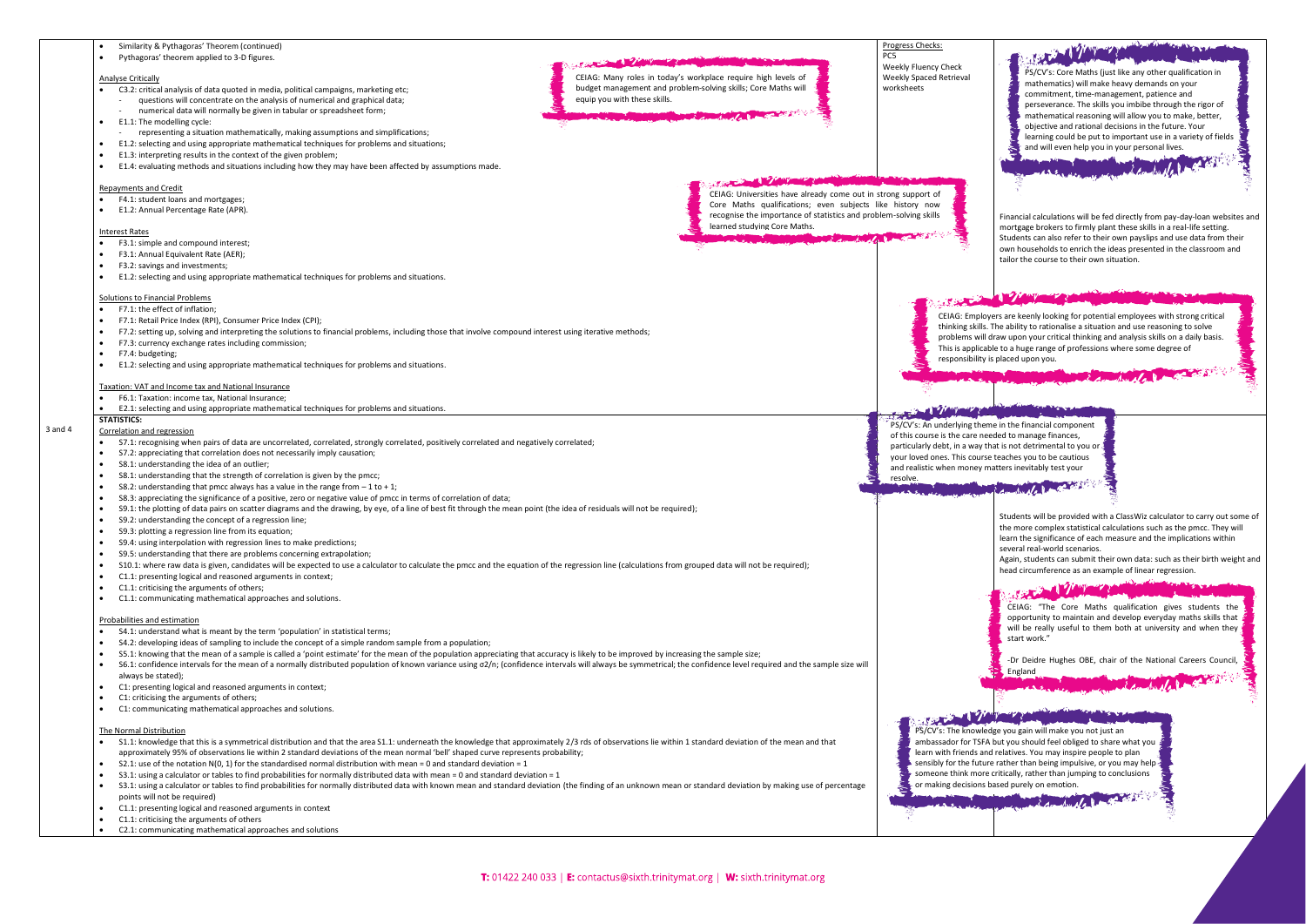- Similarity & Pythagoras' Theorem (continued)
- Pythagoras' theorem applied to 3-D figures.

Analyse Critically

- C3.2: critical analysis of data quoted in media, political campaigns, marketing etc;
  - questions will concentrate on the analysis of numerical and graphical data;
  - numerical data will normally be given in tabular or spreadsheet form;
- E1.1: The modelling cycle:
  - representing a situation mathematically, making assumptions and simplifications;
- E1.2: selecting and using appropriate mathematical techniques for problems and situations;
- E1.3: interpreting results in the context of the given problem;
- E1.4: evaluating methods and situations including how they may have been affected by assumptions made.

Repayments and Credit

- F4.1: student loans and mortgages;
- E1.2: Annual Percentage Rate (APR).

Interest Rates

- F3.1: simple and compound interest;
- F3.1: Annual Equivalent Rate (AER);
- F3.2: savings and investments;
- E1.2: selecting and using appropriate mathematical techniques for problems and situations.

Solutions to Financial Problems

- F7.1: the effect of inflation;
- F7.1: Retail Price Index (RPI), Consumer Price Index (CPI);
- F7.2: setting up, solving and interpreting the solutions to financial problems, including those that involve compound interest using iterative methods;
- F7.3: currency exchange rates including commission;
- F7.4: budgeting;
- E1.2: selecting and using appropriate mathematical techniques for problems and situations.

Taxation: VAT and Income tax and National Insurance

- F6.1: Taxation: income tax, National Insurance;
- E2.1: selecting and using appropriate mathematical techniques for problems and situations.

CEIAG: Many roles in today's workplace require high levels of budget management and problem-solving skills; Core Maths will equip you with these skills.

CEIAG: Universities have already come out in strong support of Core Maths qualifications; even subjects like history now recognise the importance of statistics and problem-solving skills learned studying Core Maths.

Progress Checks:
PC5
Weekly Fluency Check
Weekly Spaced Retrieval worksheets

PS/CV's: Core Maths (just like any other qualification in mathematics) will make heavy demands on your commitment, time-management, patience and perseverance. The skills you imbibe through the rigor of mathematical reasoning will allow you to make, better, objective and rational decisions in the future. Your learning could be put to important use in a variety of fields and will even help you in your personal lives.

Financial calculations will be fed directly from pay-day-loan websites and mortgage brokers to firmly plant these skills in a real-life setting. Students can also refer to their own payslips and use data from their own households to enrich the ideas presented in the classroom and tailor the course to their own situation.

CEIAG: Employers are keenly looking for potential employees with strong critical thinking skills. The ability to rationalise a situation and use reasoning to solve problems will draw upon your critical thinking and analysis skills on a daily basis. This is applicable to a huge range of professions where some degree of responsibility is placed upon you.

3 and 4

**STATISTICS:**

Correlation and regression

- S7.1: recognising when pairs of data are uncorrelated, correlated, strongly correlated, positively correlated and negatively correlated;
- S7.2: appreciating that correlation does not necessarily imply causation;
- S8.1: understanding the idea of an outlier;
- S8.1: understanding that the strength of correlation is given by the pmcc;
- S8.2: understanding that pmcc always has a value in the range from $-1$ to $+1$;
- S8.3: appreciating the significance of a positive, zero or negative value of pmcc in terms of correlation of data;
- S9.1: the plotting of data pairs on scatter diagrams and the drawing, by eye, of a line of best fit through the mean point (the idea of residuals will not be required);
- S9.2: understanding the concept of a regression line;
- S9.3: plotting a regression line from its equation;
- S9.4: using interpolation with regression lines to make predictions;
- S9.5: understanding that there are problems concerning extrapolation;
- S10.1: where raw data is given, candidates will be expected to use a calculator to calculate the pmcc and the equation of the regression line (calculations from grouped data will not be required);
- C1.1: presenting logical and reasoned arguments in context;
- C1.1: criticising the arguments of others;
- C1.1: communicating mathematical approaches and solutions.

Probabilities and estimation

- S4.1: understand what is meant by the term 'population' in statistical terms;
- S4.2: developing ideas of sampling to include the concept of a simple random sample from a population;
- S5.1: knowing that the mean of a sample is called a 'point estimate' for the mean of the population appreciating that accuracy is likely to be improved by increasing the sample size;
- S6.1: confidence intervals for the mean of a normally distributed population of known variance using $\sigma 2/n$; (confidence intervals will always be symmetrical; the confidence level required and the sample size will always be stated);
- C1: presenting logical and reasoned arguments in context;
- C1: criticising the arguments of others;
- C1: communicating mathematical approaches and solutions.

The Normal Distribution

- S1.1: knowledge that this is a symmetrical distribution and that the area S1.1: underneath the knowledge that approximately 2/3 rds of observations lie within 1 standard deviation of the mean and that approximately 95% of observations lie within 2 standard deviations of the mean normal 'bell' shaped curve represents probability;
- S2.1: use of the notation N(0, 1) for the standardised normal distribution with mean = 0 and standard deviation = 1
- S3.1: using a calculator or tables to find probabilities for normally distributed data with mean = 0 and standard deviation = 1
- S3.1: using a calculator or tables to find probabilities for normally distributed data with known mean and standard deviation (the finding of an unknown mean or standard deviation by making use of percentage points will not be required)
- C1.1: presenting logical and reasoned arguments in context
- C1.1: criticising the arguments of others
- C2.1: communicating mathematical approaches and solutions

PS/CV's: An underlying theme in the financial component of this course is the care needed to manage finances, particularly debt, in a way that is not detrimental to you or your loved ones. This course teaches you to be cautious and realistic when money matters inevitably test your resolve.

Students will be provided with a ClassWiz calculator to carry out some of the more complex statistical calculations such as the pmcc. They will learn the significance of each measure and the implications within several real-world scenarios.
Again, students can submit their own data: such as their birth weight and head circumference as an example of linear regression.

CEIAG: "The Core Maths qualification gives students the opportunity to maintain and develop everyday maths skills that will be really useful to them both at university and when they start work."

-Dr Deidre Hughes OBE, chair of the National Careers Council, England

PS/CV's: The knowledge you gain will make you not just an ambassador for TSFA but you should feel obliged to share what you learn with friends and relatives. You may inspire people to plan sensibly for the future rather than being impulsive, or you may help someone think more critically, rather than jumping to conclusions or making decisions based purely on emotion.

T: 01422 240 033 | E: contactus@sixth.trinitymat.org | W: sixth.trinitymat.org